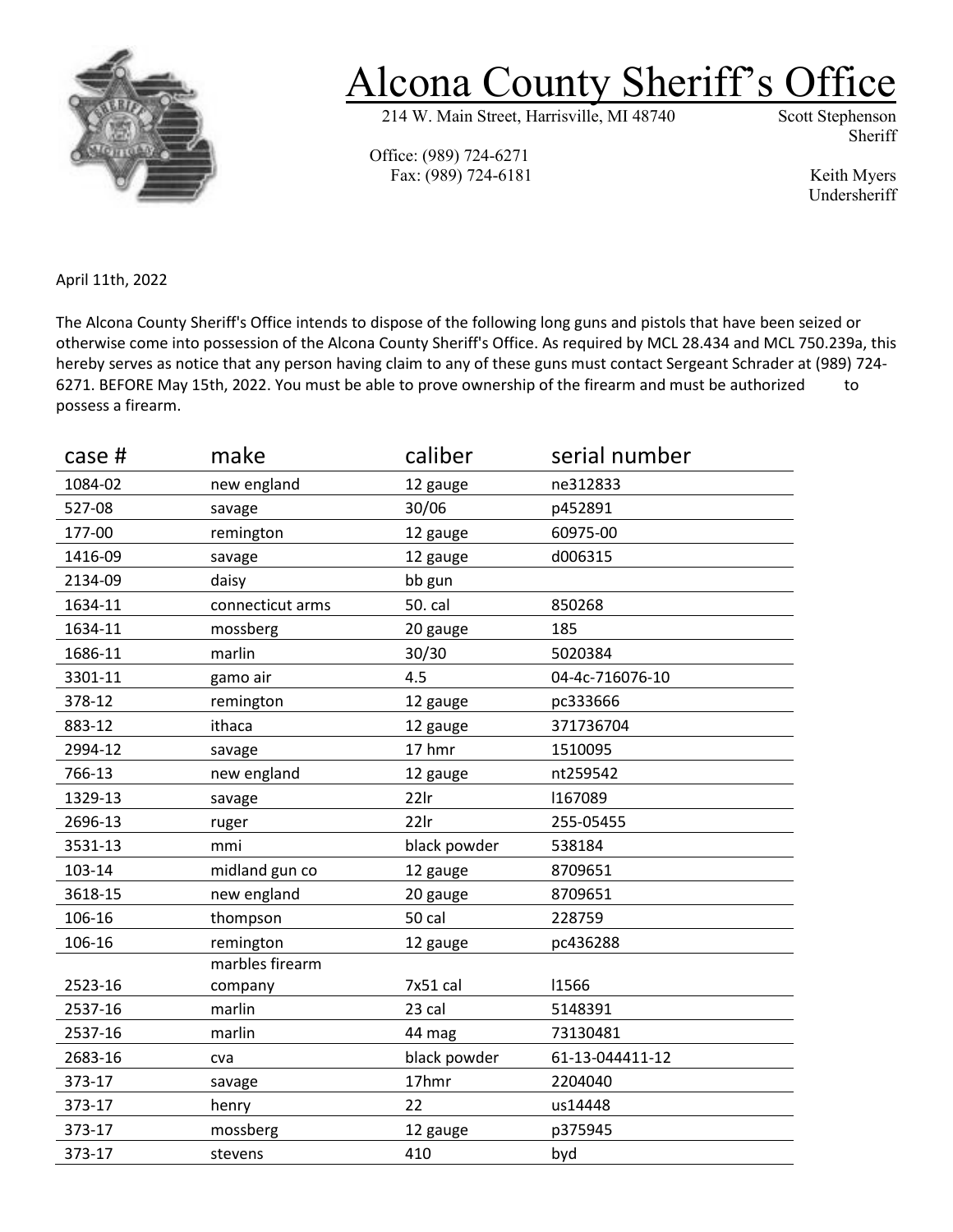# Alcona County Sheriff's Office

214 W. Main Street, Harrisville, MI 48740

Office: (989) 724-6271
Fax: (989) 724-6181

Scott Stephenson
Sheriff

Keith Myers
Undersheriff

April 11th, 2022

The Alcona County Sheriff's Office intends to dispose of the following long guns and pistols that have been seized or otherwise come into possession of the Alcona County Sheriff's Office. As required by MCL 28.434 and MCL 750.239a, this hereby serves as notice that any person having claim to any of these guns must contact Sergeant Schrader at (989) 724-6271. BEFORE May 15th, 2022. You must be able to prove ownership of the firearm and must be authorized to possess a firearm.

| case # | make | caliber | serial number |
|---|---|---|---|
| 1084-02 | new england | 12 gauge | ne312833 |
| 527-08 | savage | 30/06 | p452891 |
| 177-00 | remington | 12 gauge | 60975-00 |
| 1416-09 | savage | 12 gauge | d006315 |
| 2134-09 | daisy | bb gun | |
| 1634-11 | connecticut arms | 50. cal | 850268 |
| 1634-11 | mossberg | 20 gauge | 185 |
| 1686-11 | marlin | 30/30 | 5020384 |
| 3301-11 | gamo air | 4.5 | 04-4c-716076-10 |
| 378-12 | remington | 12 gauge | pc333666 |
| 883-12 | ithaca | 12 gauge | 371736704 |
| 2994-12 | savage | 17 hmr | 1510095 |
| 766-13 | new england | 12 gauge | nt259542 |
| 1329-13 | savage | 22lr | l167089 |
| 2696-13 | ruger | 22lr | 255-05455 |
| 3531-13 | mmi | black powder | 538184 |
| 103-14 | midland gun co | 12 gauge | 8709651 |
| 3618-15 | new england | 20 gauge | 8709651 |
| 106-16 | thompson | 50 cal | 228759 |
| 106-16 | remington | 12 gauge | pc436288 |
| 2523-16 | marbles firearm company | 7x51 cal | l1566 |
| 2537-16 | marlin | 23 cal | 5148391 |
| 2537-16 | marlin | 44 mag | 73130481 |
| 2683-16 | cva | black powder | 61-13-044411-12 |
| 373-17 | savage | 17hmr | 2204040 |
| 373-17 | henry | 22 | us14448 |
| 373-17 | mossberg | 12 gauge | p375945 |
| 373-17 | stevens | 410 | byd |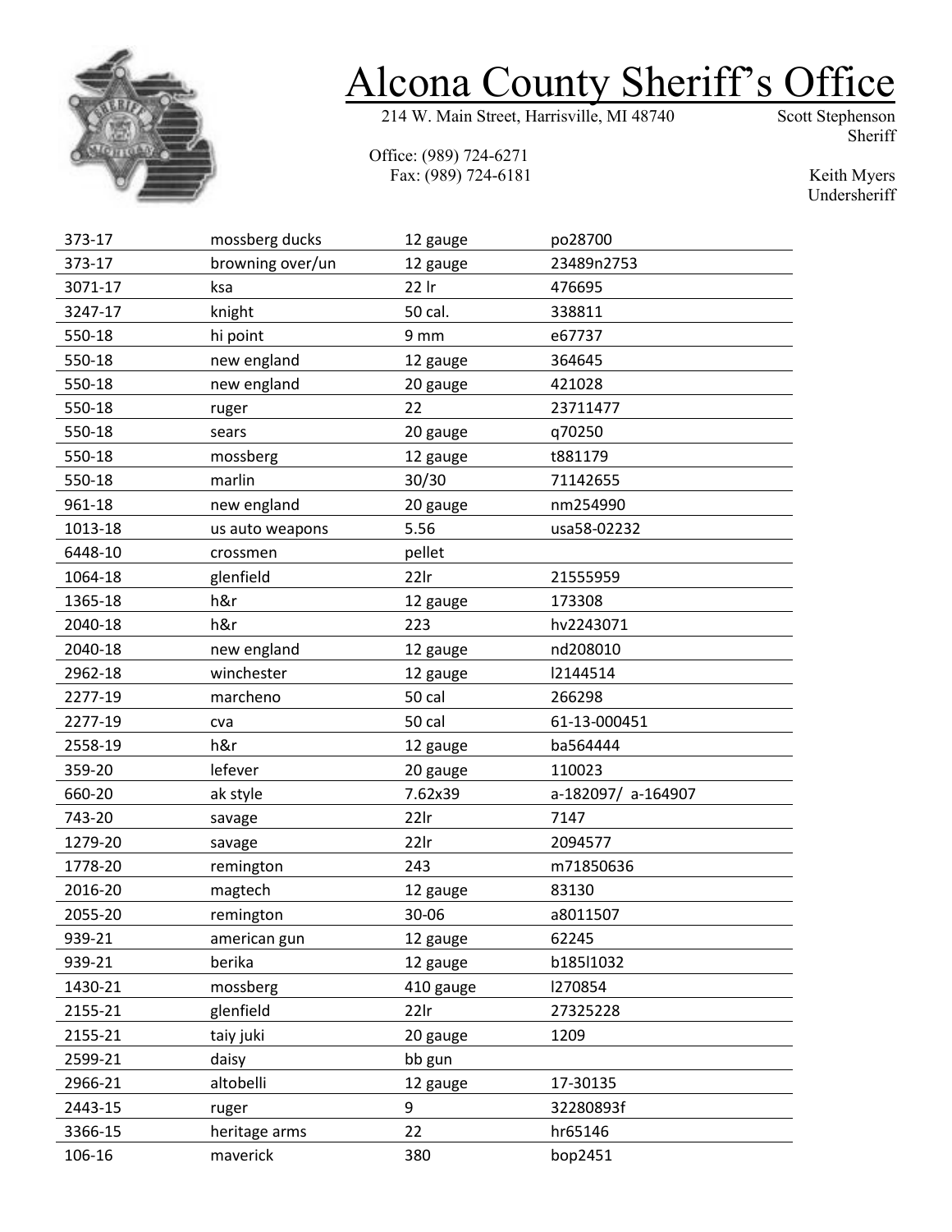# Alcona County Sheriff's Office

214 W. Main Street, Harrisville, MI 48740

Office: (989) 724-6271
Fax: (989) 724-6181

Scott Stephenson
Sheriff

Keith Myers
Undersheriff

| | | | |
|---|---|---|---|
| 373-17 | mossberg ducks | 12 gauge | po28700 |
| 373-17 | browning over/un | 12 gauge | 23489n2753 |
| 3071-17 | ksa | 22 lr | 476695 |
| 3247-17 | knight | 50 cal. | 338811 |
| 550-18 | hi point | 9 mm | e67737 |
| 550-18 | new england | 12 gauge | 364645 |
| 550-18 | new england | 20 gauge | 421028 |
| 550-18 | ruger | 22 | 23711477 |
| 550-18 | sears | 20 gauge | q70250 |
| 550-18 | mossberg | 12 gauge | t881179 |
| 550-18 | marlin | 30/30 | 71142655 |
| 961-18 | new england | 20 gauge | nm254990 |
| 1013-18 | us auto weapons | 5.56 | usa58-02232 |
| 6448-10 | crossmen | pellet | |
| 1064-18 | glenfield | 22lr | 21555959 |
| 1365-18 | h&r | 12 gauge | 173308 |
| 2040-18 | h&r | 223 | hv2243071 |
| 2040-18 | new england | 12 gauge | nd208010 |
| 2962-18 | winchester | 12 gauge | l2144514 |
| 2277-19 | marcheno | 50 cal | 266298 |
| 2277-19 | cva | 50 cal | 61-13-000451 |
| 2558-19 | h&r | 12 gauge | ba564444 |
| 359-20 | lefever | 20 gauge | 110023 |
| 660-20 | ak style | 7.62x39 | a-182097/ a-164907 |
| 743-20 | savage | 22lr | 7147 |
| 1279-20 | savage | 22lr | 2094577 |
| 1778-20 | remington | 243 | m71850636 |
| 2016-20 | magtech | 12 gauge | 83130 |
| 2055-20 | remington | 30-06 | a8011507 |
| 939-21 | american gun | 12 gauge | 62245 |
| 939-21 | berika | 12 gauge | b185l1032 |
| 1430-21 | mossberg | 410 gauge | l270854 |
| 2155-21 | glenfield | 22lr | 27325228 |
| 2155-21 | taiy juki | 20 gauge | 1209 |
| 2599-21 | daisy | bb gun | |
| 2966-21 | altobelli | 12 gauge | 17-30135 |
| 2443-15 | ruger | 9 | 32280893f |
| 3366-15 | heritage arms | 22 | hr65146 |
| 106-16 | maverick | 380 | bop2451 |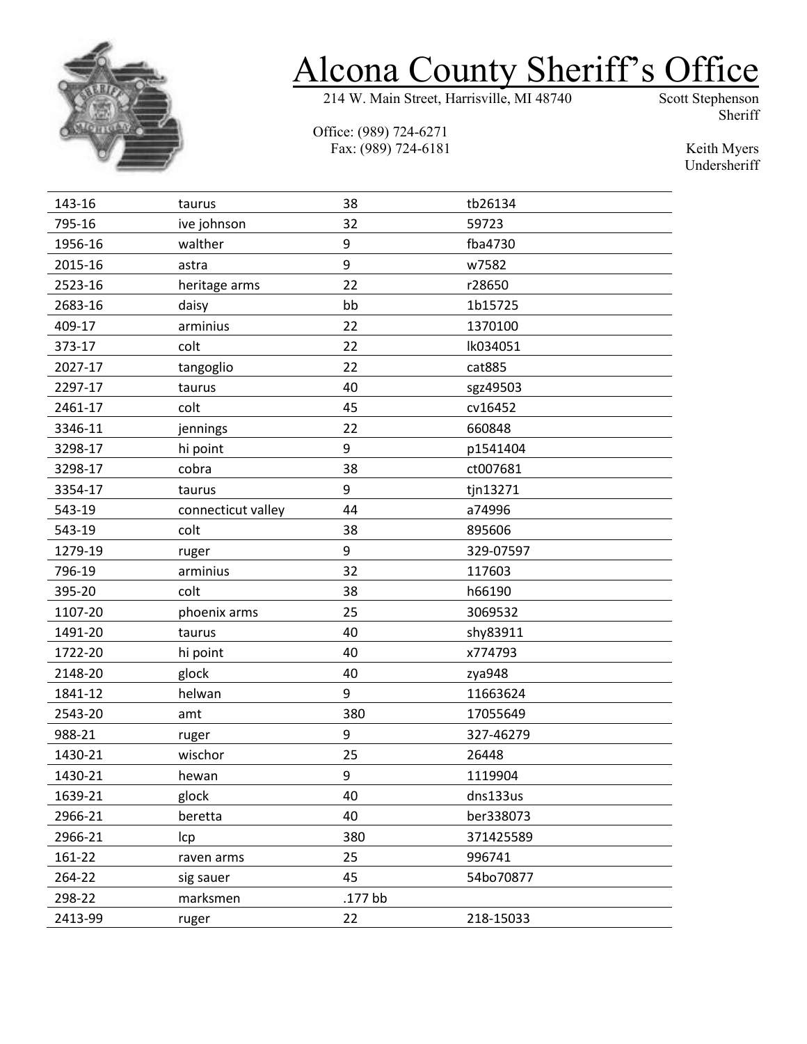# Alcona County Sheriff's Office

214 W. Main Street, Harrisville, MI 48740

Office: (989) 724-6271
Fax: (989) 724-6181

Scott Stephenson
Sheriff

Keith Myers
Undersheriff

| | | | |
|---|---|---|---|
| 143-16 | taurus | 38 | tb26134 |
| 795-16 | ive johnson | 32 | 59723 |
| 1956-16 | walther | 9 | fba4730 |
| 2015-16 | astra | 9 | w7582 |
| 2523-16 | heritage arms | 22 | r28650 |
| 2683-16 | daisy | bb | 1b15725 |
| 409-17 | arminius | 22 | 1370100 |
| 373-17 | colt | 22 | lk034051 |
| 2027-17 | tangoglio | 22 | cat885 |
| 2297-17 | taurus | 40 | sgz49503 |
| 2461-17 | colt | 45 | cv16452 |
| 3346-11 | jennings | 22 | 660848 |
| 3298-17 | hi point | 9 | p1541404 |
| 3298-17 | cobra | 38 | ct007681 |
| 3354-17 | taurus | 9 | tjn13271 |
| 543-19 | connecticut valley | 44 | a74996 |
| 543-19 | colt | 38 | 895606 |
| 1279-19 | ruger | 9 | 329-07597 |
| 796-19 | arminius | 32 | 117603 |
| 395-20 | colt | 38 | h66190 |
| 1107-20 | phoenix arms | 25 | 3069532 |
| 1491-20 | taurus | 40 | shy83911 |
| 1722-20 | hi point | 40 | x774793 |
| 2148-20 | glock | 40 | zya948 |
| 1841-12 | helwan | 9 | 11663624 |
| 2543-20 | amt | 380 | 17055649 |
| 988-21 | ruger | 9 | 327-46279 |
| 1430-21 | wischor | 25 | 26448 |
| 1430-21 | hewan | 9 | 1119904 |
| 1639-21 | glock | 40 | dns133us |
| 2966-21 | beretta | 40 | ber338073 |
| 2966-21 | lcp | 380 | 371425589 |
| 161-22 | raven arms | 25 | 996741 |
| 264-22 | sig sauer | 45 | 54bo70877 |
| 298-22 | marksmen | .177 bb | |
| 2413-99 | ruger | 22 | 218-15033 |